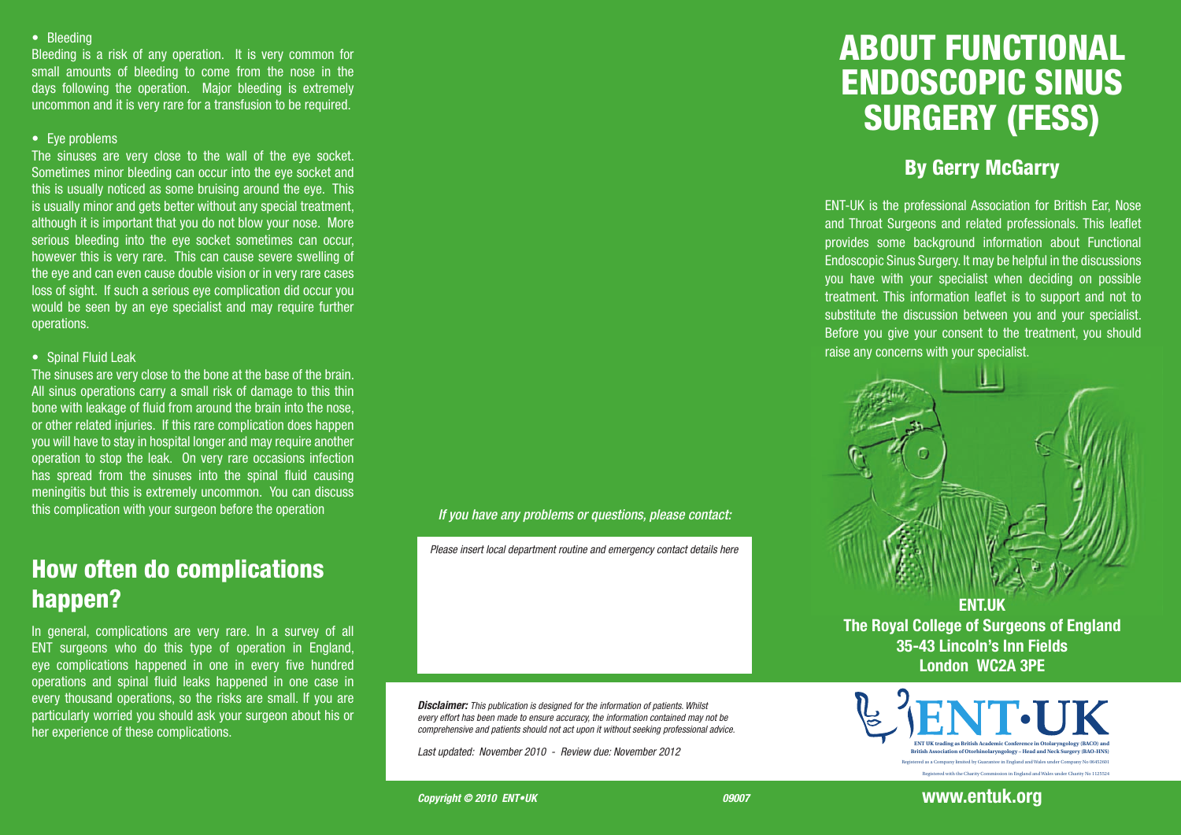- Bleeding

Bleeding is a risk of any operation. It is very common for small amounts of bleeding to come from the nose in the days following the operation. Major bleeding is extremely uncommon and it is very rare for a transfusion to be required.

- Eye problems

The sinuses are very close to the wall of the eye socket. Sometimes minor bleeding can occur into the eye socket and this is usually noticed as some bruising around the eye. This is usually minor and gets better without any special treatment, although it is important that you do not blow your nose. More serious bleeding into the eye socket sometimes can occur, however this is very rare. This can cause severe swelling of the eye and can even cause double vision or in very rare cases loss of sight. If such a serious eye complication did occur you would be seen by an eye specialist and may require further operations.

- Spinal Fluid Leak

The sinuses are very close to the bone at the base of the brain. All sinus operations carry a small risk of damage to this thin bone with leakage of fluid from around the brain into the nose, or other related injuries. If this rare complication does happen you will have to stay in hospital longer and may require another operation to stop the leak. On very rare occasions infection has spread from the sinuses into the spinal fluid causing meningitis but this is extremely uncommon. You can discuss this complication with your surgeon before the operation

## How often do complications happen?

In general, complications are very rare. In a survey of all ENT surgeons who do this type of operation in England, eye complications happened in one in every five hundred operations and spinal fluid leaks happened in one case in every thousand operations, so the risks are small. If you are particularly worried you should ask your surgeon about his or her experience of these complications.

*If you have any problems or questions, please contact:*

*Please insert local department routine and emergency contact details here*

***Disclaimer:*** *This publication is designed for the information of patients. Whilst every effort has been made to ensure accuracy, the information contained may not be comprehensive and patients should not act upon it without seeking professional advice.*

*Last updated: November 2010 - Review due: November 2012*

***Copyright © 2010 ENT•UK*** ***09007***

# ABOUT FUNCTIONAL ENDOSCOPIC SINUS SURGERY (FESS)

## By Gerry McGarry

ENT-UK is the professional Association for British Ear, Nose and Throat Surgeons and related professionals. This leaflet provides some background information about Functional Endoscopic Sinus Surgery. It may be helpful in the discussions you have with your specialist when deciding on possible treatment. This information leaflet is to support and not to substitute the discussion between you and your specialist. Before you give your consent to the treatment, you should raise any concerns with your specialist.

**ENT.UK**
**The Royal College of Surgeons of England**
**35-43 Lincoln's Inn Fields**
**London WC2A 3PE**

**ENT•UK**

**ENT UK trading as British Academic Conference in Otolaryngology (BACO) and British Association of Otorhinolaryngology – Head and Neck Surgery (BAO-HNS)**

Registered as a Company limited by Guarantee in England and Wales under Company No 06452601

Registered with the Charity Commission in England and Wales under Charity No 1125524

**www.entuk.org**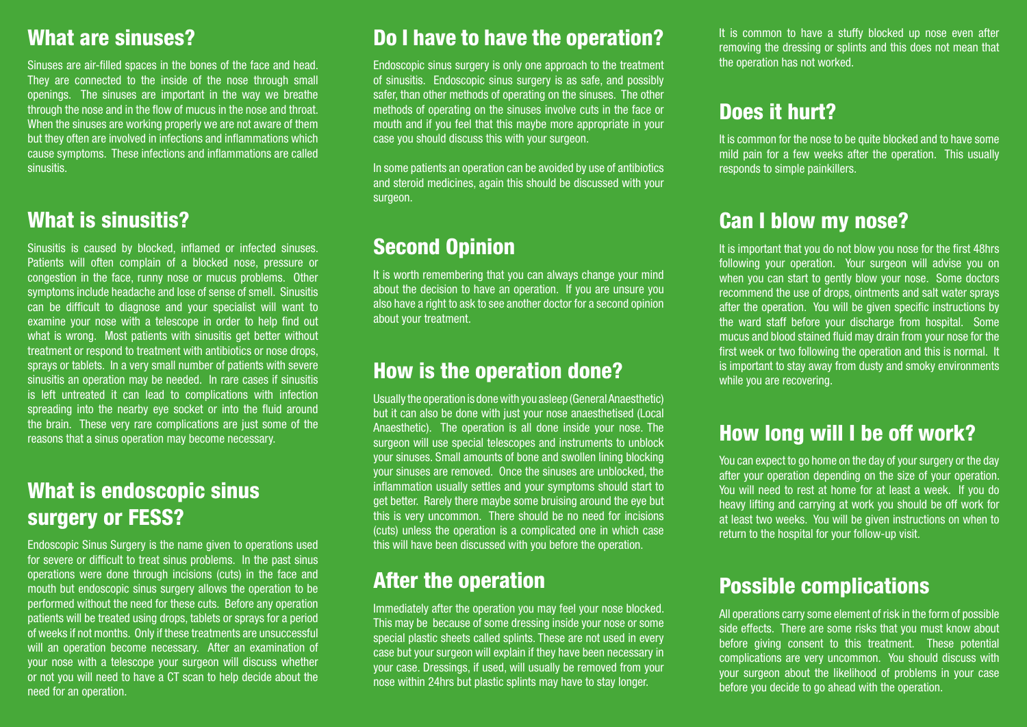## What are sinuses?

Sinuses are air-filled spaces in the bones of the face and head. They are connected to the inside of the nose through small openings. The sinuses are important in the way we breathe through the nose and in the flow of mucus in the nose and throat. When the sinuses are working properly we are not aware of them but they often are involved in infections and inflammations which cause symptoms. These infections and inflammations are called sinusitis.

## What is sinusitis?

Sinusitis is caused by blocked, inflamed or infected sinuses. Patients will often complain of a blocked nose, pressure or congestion in the face, runny nose or mucus problems. Other symptoms include headache and lose of sense of smell. Sinusitis can be difficult to diagnose and your specialist will want to examine your nose with a telescope in order to help find out what is wrong. Most patients with sinusitis get better without treatment or respond to treatment with antibiotics or nose drops, sprays or tablets. In a very small number of patients with severe sinusitis an operation may be needed. In rare cases if sinusitis is left untreated it can lead to complications with infection spreading into the nearby eye socket or into the fluid around the brain. These very rare complications are just some of the reasons that a sinus operation may become necessary.

## What is endoscopic sinus surgery or FESS?

Endoscopic Sinus Surgery is the name given to operations used for severe or difficult to treat sinus problems. In the past sinus operations were done through incisions (cuts) in the face and mouth but endoscopic sinus surgery allows the operation to be performed without the need for these cuts. Before any operation patients will be treated using drops, tablets or sprays for a period of weeks if not months. Only if these treatments are unsuccessful will an operation become necessary. After an examination of your nose with a telescope your surgeon will discuss whether or not you will need to have a CT scan to help decide about the need for an operation.

## Do I have to have the operation?

Endoscopic sinus surgery is only one approach to the treatment of sinusitis. Endoscopic sinus surgery is as safe, and possibly safer, than other methods of operating on the sinuses. The other methods of operating on the sinuses involve cuts in the face or mouth and if you feel that this maybe more appropriate in your case you should discuss this with your surgeon.

In some patients an operation can be avoided by use of antibiotics and steroid medicines, again this should be discussed with your surgeon.

## Second Opinion

It is worth remembering that you can always change your mind about the decision to have an operation. If you are unsure you also have a right to ask to see another doctor for a second opinion about your treatment.

## How is the operation done?

Usually the operation is done with you asleep (General Anaesthetic) but it can also be done with just your nose anaesthetised (Local Anaesthetic). The operation is all done inside your nose. The surgeon will use special telescopes and instruments to unblock your sinuses. Small amounts of bone and swollen lining blocking your sinuses are removed. Once the sinuses are unblocked, the inflammation usually settles and your symptoms should start to get better. Rarely there maybe some bruising around the eye but this is very uncommon. There should be no need for incisions (cuts) unless the operation is a complicated one in which case this will have been discussed with you before the operation.

## After the operation

Immediately after the operation you may feel your nose blocked. This may be because of some dressing inside your nose or some special plastic sheets called splints. These are not used in every case but your surgeon will explain if they have been necessary in your case. Dressings, if used, will usually be removed from your nose within 24hrs but plastic splints may have to stay longer.

It is common to have a stuffy blocked up nose even after removing the dressing or splints and this does not mean that the operation has not worked.

## Does it hurt?

It is common for the nose to be quite blocked and to have some mild pain for a few weeks after the operation. This usually responds to simple painkillers.

## Can I blow my nose?

It is important that you do not blow you nose for the first 48hrs following your operation. Your surgeon will advise you on when you can start to gently blow your nose. Some doctors recommend the use of drops, ointments and salt water sprays after the operation. You will be given specific instructions by the ward staff before your discharge from hospital. Some mucus and blood stained fluid may drain from your nose for the first week or two following the operation and this is normal. It is important to stay away from dusty and smoky environments while you are recovering.

## How long will I be off work?

You can expect to go home on the day of your surgery or the day after your operation depending on the size of your operation. You will need to rest at home for at least a week. If you do heavy lifting and carrying at work you should be off work for at least two weeks. You will be given instructions on when to return to the hospital for your follow-up visit.

## Possible complications

All operations carry some element of risk in the form of possible side effects. There are some risks that you must know about before giving consent to this treatment. These potential complications are very uncommon. You should discuss with your surgeon about the likelihood of problems in your case before you decide to go ahead with the operation.